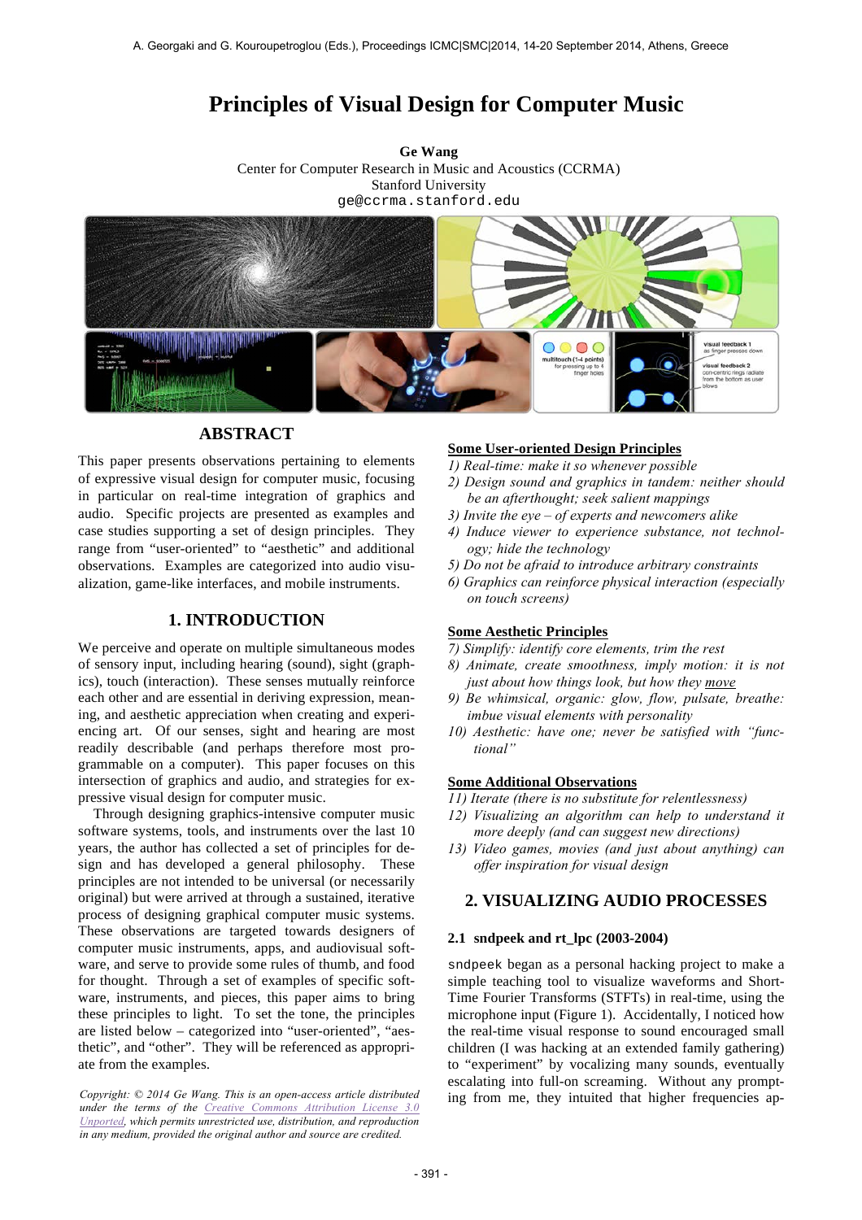// Principles of Visual Design for Computer Music

# Principles of Visual Design for Computer Music

**Ge Wang**
Center for Computer Research in Music and Acoustics (CCRMA)
Stanford University
ge@ccrma.stanford.edu

## ABSTRACT

This paper presents observations pertaining to elements of expressive visual design for computer music, focusing in particular on real-time integration of graphics and audio. Specific projects are presented as examples and case studies supporting a set of design principles. They range from "user-oriented" to "aesthetic" and additional observations. Examples are categorized into audio visualization, game-like interfaces, and mobile instruments.

## 1. INTRODUCTION

We perceive and operate on multiple simultaneous modes of sensory input, including hearing (sound), sight (graphics), touch (interaction). These senses mutually reinforce each other and are essential in deriving expression, meaning, and aesthetic appreciation when creating and experiencing art. Of our senses, sight and hearing are most readily describable (and perhaps therefore most programmable on a computer). This paper focuses on this intersection of graphics and audio, and strategies for expressive visual design for computer music.

Through designing graphics-intensive computer music software systems, tools, and instruments over the last 10 years, the author has collected a set of principles for design and has developed a general philosophy. These principles are not intended to be universal (or necessarily original) but were arrived at through a sustained, iterative process of designing graphical computer music systems. These observations are targeted towards designers of computer music instruments, apps, and audiovisual software, and serve to provide some rules of thumb, and food for thought. Through a set of examples of specific software, instruments, and pieces, this paper aims to bring these principles to light. To set the tone, the principles are listed below – categorized into "user-oriented", "aesthetic", and "other". They will be referenced as appropriate from the examples.

*Copyright: © 2014 Ge Wang. This is an open-access article distributed under the terms of the Creative Commons Attribution License 3.0 Unported, which permits unrestricted use, distribution, and reproduction in any medium, provided the original author and source are credited.*

**Some User-oriented Design Principles**

1) *Real-time: make it so whenever possible*
2) *Design sound and graphics in tandem: neither should be an afterthought; seek salient mappings*
3) *Invite the eye – of experts and newcomers alike*
4) *Induce viewer to experience substance, not technology; hide the technology*
5) *Do not be afraid to introduce arbitrary constraints*
6) *Graphics can reinforce physical interaction (especially on touch screens)*

**Some Aesthetic Principles**

7) *Simplify: identify core elements, trim the rest*
8) *Animate, create smoothness, imply motion: it is not just about how things look, but how they move*
9) *Be whimsical, organic: glow, flow, pulsate, breathe: imbue visual elements with personality*
10) *Aesthetic: have one; never be satisfied with "functional"*

**Some Additional Observations**

11) *Iterate (there is no substitute for relentlessness)*
12) *Visualizing an algorithm can help to understand it more deeply (and can suggest new directions)*
13) *Video games, movies (and just about anything) can offer inspiration for visual design*

## 2. VISUALIZING AUDIO PROCESSES

### 2.1 sndpeek and rt_lpc (2003-2004)

sndpeek began as a personal hacking project to make a simple teaching tool to visualize waveforms and Short-Time Fourier Transforms (STFTs) in real-time, using the microphone input (Figure 1). Accidentally, I noticed how the real-time visual response to sound encouraged small children (I was hacking at an extended family gathering) to "experiment" by vocalizing many sounds, eventually escalating into full-on screaming. Without any prompting from me, they intuited that higher frequencies ap-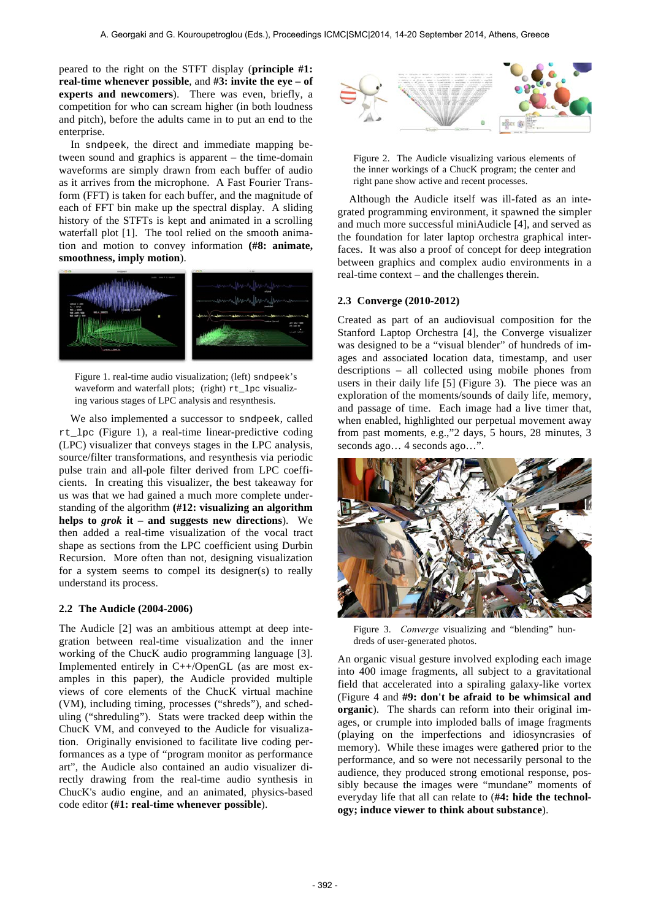peared to the right on the STFT display (**principle #1: real-time whenever possible**, and **#3: invite the eye – of experts and newcomers**). There was even, briefly, a competition for who can scream higher (in both loudness and pitch), before the adults came in to put an end to the enterprise.

In sndpeek, the direct and immediate mapping between sound and graphics is apparent – the time-domain waveforms are simply drawn from each buffer of audio as it arrives from the microphone. A Fast Fourier Transform (FFT) is taken for each buffer, and the magnitude of each of FFT bin make up the spectral display. A sliding history of the STFTs is kept and animated in a scrolling waterfall plot [1]. The tool relied on the smooth animation and motion to convey information (**#8: animate, smoothness, imply motion**).

Figure 1. real-time audio visualization; (left) sndpeek's waveform and waterfall plots; (right) rt_lpc visualizing various stages of LPC analysis and resynthesis.

We also implemented a successor to sndpeek, called rt_lpc (Figure 1), a real-time linear-predictive coding (LPC) visualizer that conveys stages in the LPC analysis, source/filter transformations, and resynthesis via periodic pulse train and all-pole filter derived from LPC coefficients. In creating this visualizer, the best takeaway for us was that we had gained a much more complete understanding of the algorithm (**#12: visualizing an algorithm helps to *grok* it – and suggests new directions**). We then added a real-time visualization of the vocal tract shape as sections from the LPC coefficient using Durbin Recursion. More often than not, designing visualization for a system seems to compel its designer(s) to really understand its process.

### 2.2 The Audicle (2004-2006)

The Audicle [2] was an ambitious attempt at deep integration between real-time visualization and the inner working of the ChucK audio programming language [3]. Implemented entirely in C++/OpenGL (as are most examples in this paper), the Audicle provided multiple views of core elements of the ChucK virtual machine (VM), including timing, processes ("shreds"), and scheduling ("shreduling"). Stats were tracked deep within the ChucK VM, and conveyed to the Audicle for visualization. Originally envisioned to facilitate live coding performances as a type of "program monitor as performance art", the Audicle also contained an audio visualizer directly drawing from the real-time audio synthesis in ChucK's audio engine, and an animated, physics-based code editor (**#1: real-time whenever possible**).

Figure 2. The Audicle visualizing various elements of the inner workings of a ChucK program; the center and right pane show active and recent processes.

Although the Audicle itself was ill-fated as an integrated programming environment, it spawned the simpler and much more successful miniAudicle [4], and served as the foundation for later laptop orchestra graphical interfaces. It was also a proof of concept for deep integration between graphics and complex audio environments in a real-time context – and the challenges therein.

### 2.3 Converge (2010-2012)

Created as part of an audiovisual composition for the Stanford Laptop Orchestra [4], the Converge visualizer was designed to be a "visual blender" of hundreds of images and associated location data, timestamp, and user descriptions – all collected using mobile phones from users in their daily life [5] (Figure 3). The piece was an exploration of the moments/sounds of daily life, memory, and passage of time. Each image had a live timer that, when enabled, highlighted our perpetual movement away from past moments, e.g.,"2 days, 5 hours, 28 minutes, 3 seconds ago… 4 seconds ago…".

Figure 3. *Converge* visualizing and "blending" hundreds of user-generated photos.

An organic visual gesture involved exploding each image into 400 image fragments, all subject to a gravitational field that accelerated into a spiraling galaxy-like vortex (Figure 4 and **#9: don't be afraid to be whimsical and organic**). The shards can reform into their original images, or crumple into imploded balls of image fragments (playing on the imperfections and idiosyncrasies of memory). While these images were gathered prior to the performance, and so were not necessarily personal to the audience, they produced strong emotional response, possibly because the images were "mundane" moments of everyday life that all can relate to (**#4: hide the technology; induce viewer to think about substance**).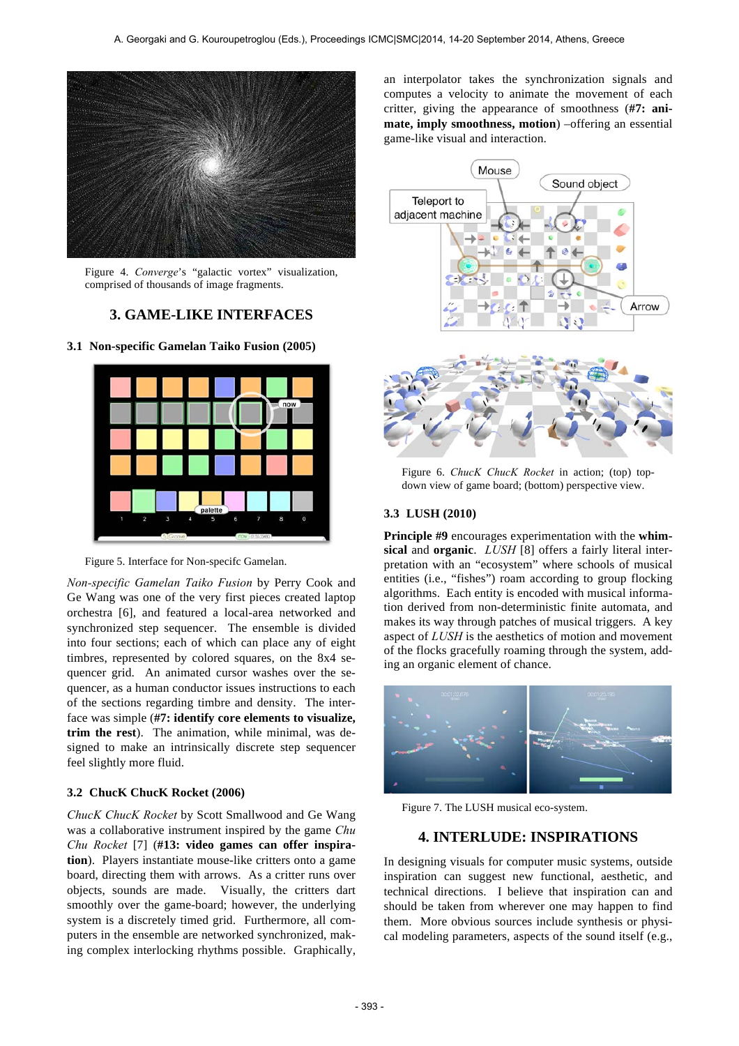Figure 4. *Converge*'s "galactic vortex" visualization, comprised of thousands of image fragments.

## 3. GAME-LIKE INTERFACES

### 3.1 Non-specific Gamelan Taiko Fusion (2005)

Figure 5. Interface for Non-specifc Gamelan.

*Non-specific Gamelan Taiko Fusion* by Perry Cook and Ge Wang was one of the very first pieces created laptop orchestra [6], and featured a local-area networked and synchronized step sequencer. The ensemble is divided into four sections; each of which can place any of eight timbres, represented by colored squares, on the 8x4 sequencer grid. An animated cursor washes over the sequencer, as a human conductor issues instructions to each of the sections regarding timbre and density. The interface was simple (**#7: identify core elements to visualize, trim the rest**). The animation, while minimal, was designed to make an intrinsically discrete step sequencer feel slightly more fluid.

### 3.2 ChucK ChucK Rocket (2006)

*ChucK ChucK Rocket* by Scott Smallwood and Ge Wang was a collaborative instrument inspired by the game *Chu Chu Rocket* [7] (**#13: video games can offer inspiration**). Players instantiate mouse-like critters onto a game board, directing them with arrows. As a critter runs over objects, sounds are made. Visually, the critters dart smoothly over the game-board; however, the underlying system is a discretely timed grid. Furthermore, all computers in the ensemble are networked synchronized, making complex interlocking rhythms possible. Graphically, an interpolator takes the synchronization signals and computes a velocity to animate the movement of each critter, giving the appearance of smoothness (**#7: animate, imply smoothness, motion**) –offering an essential game-like visual and interaction.

Figure 6. *ChucK ChucK Rocket* in action; (top) top-down view of game board; (bottom) perspective view.

### 3.3 LUSH (2010)

**Principle #9** encourages experimentation with the **whimsical** and **organic**. *LUSH* [8] offers a fairly literal interpretation with an "ecosystem" where schools of musical entities (i.e., "fishes") roam according to group flocking algorithms. Each entity is encoded with musical information derived from non-deterministic finite automata, and makes its way through patches of musical triggers. A key aspect of *LUSH* is the aesthetics of motion and movement of the flocks gracefully roaming through the system, adding an organic element of chance.

Figure 7. The LUSH musical eco-system.

## 4. INTERLUDE: INSPIRATIONS

In designing visuals for computer music systems, outside inspiration can suggest new functional, aesthetic, and technical directions. I believe that inspiration can and should be taken from wherever one may happen to find them. More obvious sources include synthesis or physical modeling parameters, aspects of the sound itself (e.g.,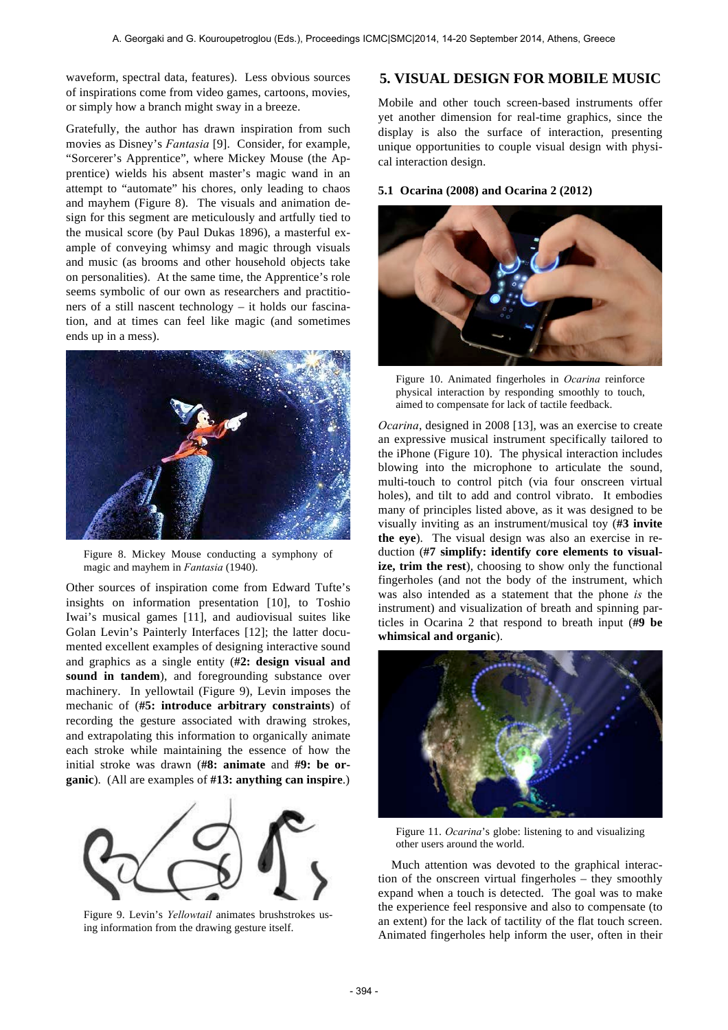waveform, spectral data, features). Less obvious sources of inspirations come from video games, cartoons, movies, or simply how a branch might sway in a breeze.

Gratefully, the author has drawn inspiration from such movies as Disney's *Fantasia* [9]. Consider, for example, "Sorcerer's Apprentice", where Mickey Mouse (the Apprentice) wields his absent master's magic wand in an attempt to "automate" his chores, only leading to chaos and mayhem (Figure 8). The visuals and animation design for this segment are meticulously and artfully tied to the musical score (by Paul Dukas 1896), a masterful example of conveying whimsy and magic through visuals and music (as brooms and other household objects take on personalities). At the same time, the Apprentice's role seems symbolic of our own as researchers and practitioners of a still nascent technology – it holds our fascination, and at times can feel like magic (and sometimes ends up in a mess).

Figure 8. Mickey Mouse conducting a symphony of magic and mayhem in *Fantasia* (1940).

Other sources of inspiration come from Edward Tufte's insights on information presentation [10], to Toshio Iwai's musical games [11], and audiovisual suites like Golan Levin's Painterly Interfaces [12]; the latter documented excellent examples of designing interactive sound and graphics as a single entity (**#2: design visual and sound in tandem**), and foregrounding substance over machinery. In yellowtail (Figure 9), Levin imposes the mechanic of (**#5: introduce arbitrary constraints**) of recording the gesture associated with drawing strokes, and extrapolating this information to organically animate each stroke while maintaining the essence of how the initial stroke was drawn (**#8: animate** and **#9: be organic**). (All are examples of **#13: anything can inspire**.)

Figure 9. Levin's *Yellowtail* animates brushstrokes using information from the drawing gesture itself.

## 5. VISUAL DESIGN FOR MOBILE MUSIC

Mobile and other touch screen-based instruments offer yet another dimension for real-time graphics, since the display is also the surface of interaction, presenting unique opportunities to couple visual design with physical interaction design.

### 5.1 Ocarina (2008) and Ocarina 2 (2012)

Figure 10. Animated fingerholes in *Ocarina* reinforce physical interaction by responding smoothly to touch, aimed to compensate for lack of tactile feedback.

*Ocarina*, designed in 2008 [13], was an exercise to create an expressive musical instrument specifically tailored to the iPhone (Figure 10). The physical interaction includes blowing into the microphone to articulate the sound, multi-touch to control pitch (via four onscreen virtual holes), and tilt to add and control vibrato. It embodies many of principles listed above, as it was designed to be visually inviting as an instrument/musical toy (**#3 invite the eye**). The visual design was also an exercise in reduction (**#7 simplify: identify core elements to visualize, trim the rest**), choosing to show only the functional fingerholes (and not the body of the instrument, which was also intended as a statement that the phone *is* the instrument) and visualization of breath and spinning particles in Ocarina 2 that respond to breath input (**#9 be whimsical and organic**).

Figure 11. *Ocarina*'s globe: listening to and visualizing other users around the world.

Much attention was devoted to the graphical interaction of the onscreen virtual fingerholes – they smoothly expand when a touch is detected. The goal was to make the experience feel responsive and also to compensate (to an extent) for the lack of tactility of the flat touch screen. Animated fingerholes help inform the user, often in their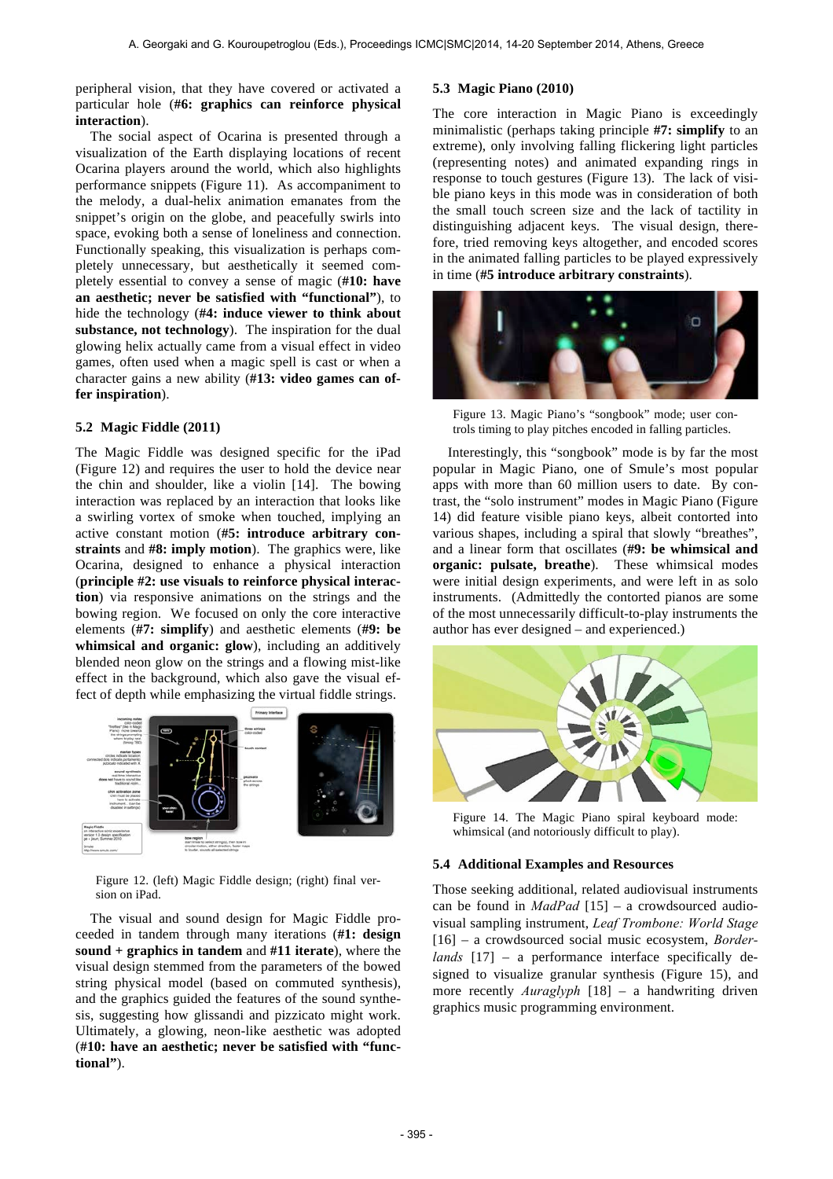peripheral vision, that they have covered or activated a particular hole (**#6: graphics can reinforce physical interaction**).

The social aspect of Ocarina is presented through a visualization of the Earth displaying locations of recent Ocarina players around the world, which also highlights performance snippets (Figure 11). As accompaniment to the melody, a dual-helix animation emanates from the snippet's origin on the globe, and peacefully swirls into space, evoking both a sense of loneliness and connection. Functionally speaking, this visualization is perhaps completely unnecessary, but aesthetically it seemed completely essential to convey a sense of magic (**#10: have an aesthetic; never be satisfied with "functional"**), to hide the technology (**#4: induce viewer to think about substance, not technology**). The inspiration for the dual glowing helix actually came from a visual effect in video games, often used when a magic spell is cast or when a character gains a new ability (**#13: video games can offer inspiration**).

### 5.2 Magic Fiddle (2011)

The Magic Fiddle was designed specific for the iPad (Figure 12) and requires the user to hold the device near the chin and shoulder, like a violin [14]. The bowing interaction was replaced by an interaction that looks like a swirling vortex of smoke when touched, implying an active constant motion (**#5: introduce arbitrary constraints** and **#8: imply motion**). The graphics were, like Ocarina, designed to enhance a physical interaction (**principle #2: use visuals to reinforce physical interaction**) via responsive animations on the strings and the bowing region. We focused on only the core interactive elements (**#7: simplify**) and aesthetic elements (**#9: be whimsical and organic: glow**), including an additively blended neon glow on the strings and a flowing mist-like effect in the background, which also gave the visual effect of depth while emphasizing the virtual fiddle strings.

Figure 12. (left) Magic Fiddle design; (right) final version on iPad.

The visual and sound design for Magic Fiddle proceeded in tandem through many iterations (**#1: design sound + graphics in tandem** and **#11 iterate**), where the visual design stemmed from the parameters of the bowed string physical model (based on commuted synthesis), and the graphics guided the features of the sound synthesis, suggesting how glissandi and pizzicato might work. Ultimately, a glowing, neon-like aesthetic was adopted (**#10: have an aesthetic; never be satisfied with "functional"**).

### 5.3 Magic Piano (2010)

The core interaction in Magic Piano is exceedingly minimalistic (perhaps taking principle **#7: simplify** to an extreme), only involving falling flickering light particles (representing notes) and animated expanding rings in response to touch gestures (Figure 13). The lack of visible piano keys in this mode was in consideration of both the small touch screen size and the lack of tactility in distinguishing adjacent keys. The visual design, therefore, tried removing keys altogether, and encoded scores in the animated falling particles to be played expressively in time (**#5 introduce arbitrary constraints**).

Figure 13. Magic Piano's "songbook" mode; user controls timing to play pitches encoded in falling particles.

Interestingly, this "songbook" mode is by far the most popular in Magic Piano, one of Smule's most popular apps with more than 60 million users to date. By contrast, the "solo instrument" modes in Magic Piano (Figure 14) did feature visible piano keys, albeit contorted into various shapes, including a spiral that slowly "breathes", and a linear form that oscillates (**#9: be whimsical and organic: pulsate, breathe**). These whimsical modes were initial design experiments, and were left in as solo instruments. (Admittedly the contorted pianos are some of the most unnecessarily difficult-to-play instruments the author has ever designed – and experienced.)

Figure 14. The Magic Piano spiral keyboard mode: whimsical (and notoriously difficult to play).

### 5.4 Additional Examples and Resources

Those seeking additional, related audiovisual instruments can be found in *MadPad* [15] – a crowdsourced audiovisual sampling instrument, *Leaf Trombone: World Stage* [16] – a crowdsourced social music ecosystem, *Borderlands* [17] – a performance interface specifically designed to visualize granular synthesis (Figure 15), and more recently *Auraglyph* [18] – a handwriting driven graphics music programming environment.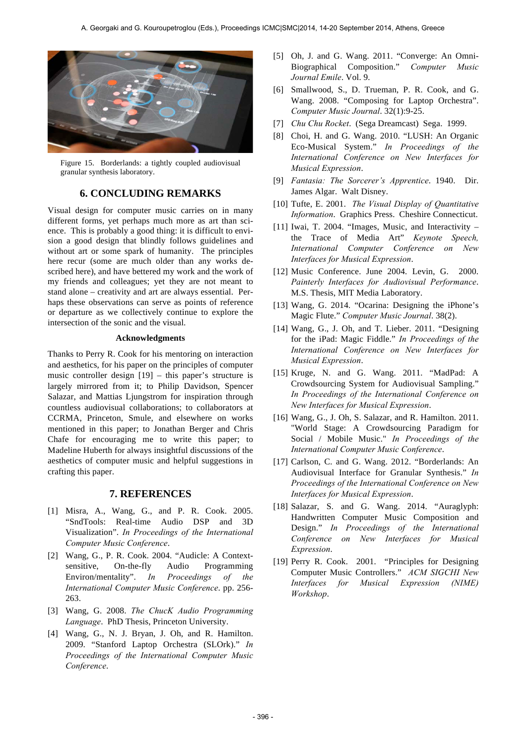Figure 15. Borderlands: a tightly coupled audiovisual granular synthesis laboratory.

## 6. CONCLUDING REMARKS

Visual design for computer music carries on in many different forms, yet perhaps much more as art than science. This is probably a good thing: it is difficult to envision a good design that blindly follows guidelines and without art or some spark of humanity. The principles here recur (some are much older than any works described here), and have bettered my work and the work of my friends and colleagues; yet they are not meant to stand alone – creativity and art are always essential. Perhaps these observations can serve as points of reference or departure as we collectively continue to explore the intersection of the sonic and the visual.

### Acknowledgments

Thanks to Perry R. Cook for his mentoring on interaction and aesthetics, for his paper on the principles of computer music controller design [19] – this paper's structure is largely mirrored from it; to Philip Davidson, Spencer Salazar, and Mattias Ljungstrom for inspiration through countless audiovisual collaborations; to collaborators at CCRMA, Princeton, Smule, and elsewhere on works mentioned in this paper; to Jonathan Berger and Chris Chafe for encouraging me to write this paper; to Madeline Huberth for always insightful discussions of the aesthetics of computer music and helpful suggestions in crafting this paper.

## 7. REFERENCES

[1] Misra, A., Wang, G., and P. R. Cook. 2005. "SndTools: Real-time Audio DSP and 3D Visualization". *In Proceedings of the International Computer Music Conference*.

[2] Wang, G., P. R. Cook. 2004. "Audicle: A Context-sensitive, On-the-fly Audio Programming Environ/mentality". *In Proceedings of the International Computer Music Conference*. pp. 256-263.

[3] Wang, G. 2008. *The ChucK Audio Programming Language*. PhD Thesis, Princeton University.

[4] Wang, G., N. J. Bryan, J. Oh, and R. Hamilton. 2009. "Stanford Laptop Orchestra (SLOrk)." *In Proceedings of the International Computer Music Conference*.

[5] Oh, J. and G. Wang. 2011. "Converge: An Omni-Biographical Composition." *Computer Music Journal Emile*. Vol. 9.

[6] Smallwood, S., D. Trueman, P. R. Cook, and G. Wang. 2008. "Composing for Laptop Orchestra". *Computer Music Journal*. 32(1):9-25.

[7] *Chu Chu Rocket*. (Sega Dreamcast) Sega. 1999.

[8] Choi, H. and G. Wang. 2010. "LUSH: An Organic Eco-Musical System." *In Proceedings of the International Conference on New Interfaces for Musical Expression*.

[9] *Fantasia: The Sorcerer's Apprentice*. 1940. Dir. James Algar. Walt Disney.

[10] Tufte, E. 2001. *The Visual Display of Quantitative Information*. Graphics Press. Cheshire Connecticut.

[11] Iwai, T. 2004. "Images, Music, and Interactivity – the Trace of Media Art" *Keynote Speech, International Computer Conference on New Interfaces for Musical Expression*.

[12] Music Conference. June 2004. Levin, G. 2000. *Painterly Interfaces for Audiovisual Performance*. M.S. Thesis, MIT Media Laboratory.

[13] Wang, G. 2014. "Ocarina: Designing the iPhone's Magic Flute." *Computer Music Journal*. 38(2).

[14] Wang, G., J. Oh, and T. Lieber. 2011. "Designing for the iPad: Magic Fiddle." *In Proceedings of the International Conference on New Interfaces for Musical Expression*.

[15] Kruge, N. and G. Wang. 2011. "MadPad: A Crowdsourcing System for Audiovisual Sampling." *In Proceedings of the International Conference on New Interfaces for Musical Expression*.

[16] Wang, G., J. Oh, S. Salazar, and R. Hamilton. 2011. "World Stage: A Crowdsourcing Paradigm for Social / Mobile Music." *In Proceedings of the International Computer Music Conference*.

[17] Carlson, C. and G. Wang. 2012. "Borderlands: An Audiovisual Interface for Granular Synthesis." *In Proceedings of the International Conference on New Interfaces for Musical Expression*.

[18] Salazar, S. and G. Wang. 2014. "Auraglyph: Handwritten Computer Music Composition and Design." *In Proceedings of the International Conference on New Interfaces for Musical Expression*.

[19] Perry R. Cook. 2001. "Principles for Designing Computer Music Controllers." *ACM SIGCHI New Interfaces for Musical Expression (NIME) Workshop*.